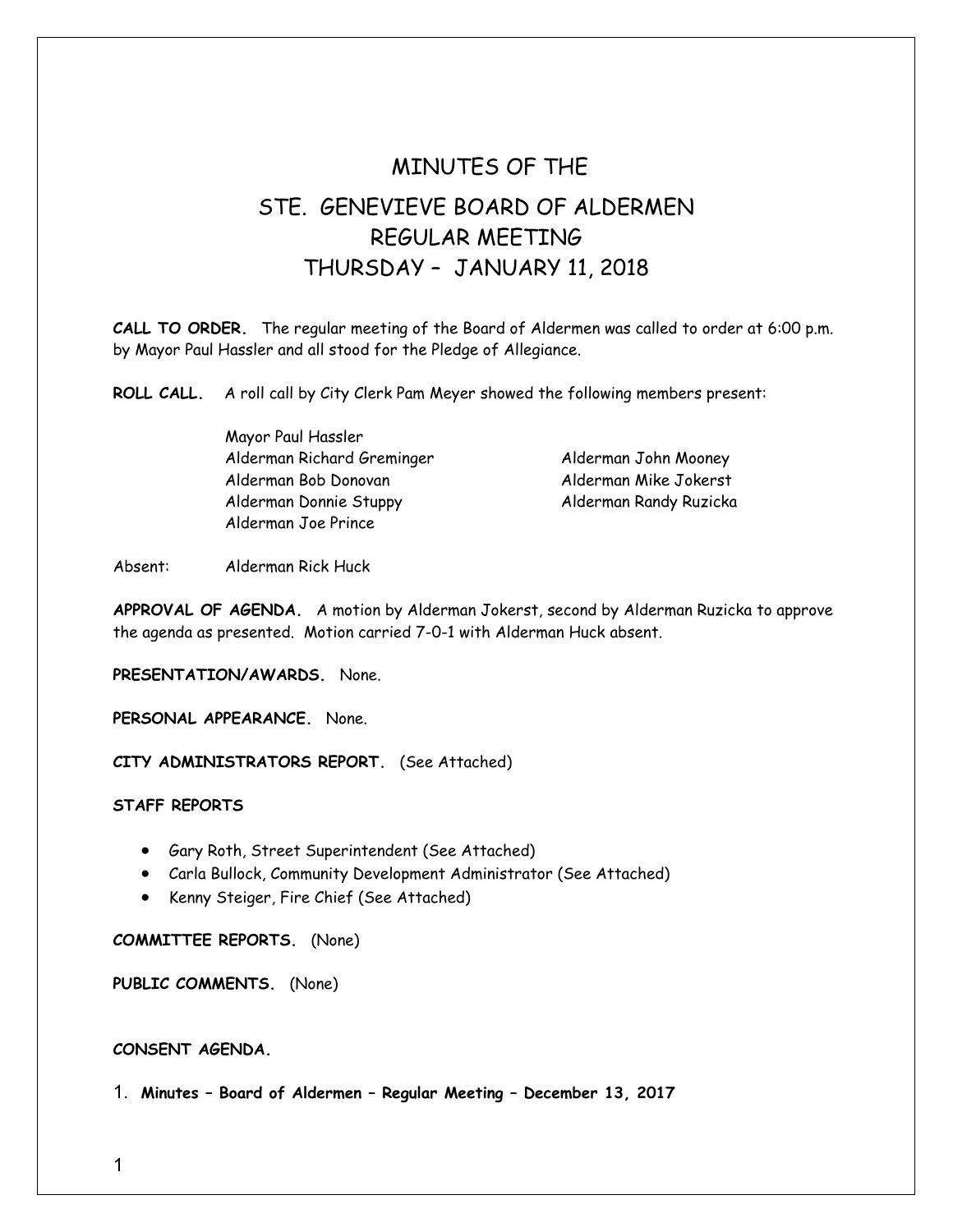# MINUTES OF THE

# STE. GENEVIEVE BOARD OF ALDERMEN

## REGULAR MEETING

## THURSDAY – JANUARY 11, 2018

**CALL TO ORDER.** The regular meeting of the Board of Aldermen was called to order at 6:00 p.m. by Mayor Paul Hassler and all stood for the Pledge of Allegiance.

**ROLL CALL.** A roll call by City Clerk Pam Meyer showed the following members present:

Mayor Paul Hassler
Alderman Richard Greminger
Alderman Bob Donovan
Alderman Donnie Stuppy
Alderman Joe Prince
Alderman John Mooney
Alderman Mike Jokerst
Alderman Randy Ruzicka

Absent: Alderman Rick Huck

**APPROVAL OF AGENDA.** A motion by Alderman Jokerst, second by Alderman Ruzicka to approve the agenda as presented. Motion carried 7-0-1 with Alderman Huck absent.

**PRESENTATION/AWARDS.** None.

**PERSONAL APPEARANCE.** None.

**CITY ADMINISTRATORS REPORT.** (See Attached)

**STAFF REPORTS**

- Gary Roth, Street Superintendent (See Attached)
- Carla Bullock, Community Development Administrator (See Attached)
- Kenny Steiger, Fire Chief (See Attached)

**COMMITTEE REPORTS.** (None)

**PUBLIC COMMENTS.** (None)

**CONSENT AGENDA.**

1. **Minutes – Board of Aldermen – Regular Meeting – December 13, 2017**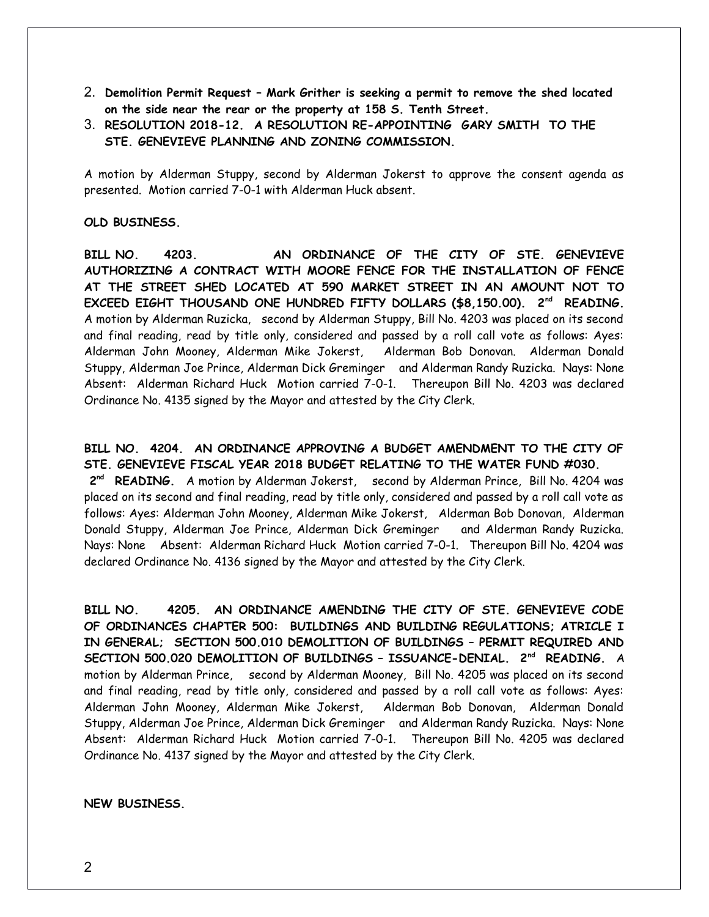2. **Demolition Permit Request – Mark Grither is seeking a permit to remove the shed located on the side near the rear or the property at 158 S. Tenth Street.**
3. **RESOLUTION 2018-12. A RESOLUTION RE-APPOINTING GARY SMITH TO THE STE. GENEVIEVE PLANNING AND ZONING COMMISSION.**

A motion by Alderman Stuppy, second by Alderman Jokerst to approve the consent agenda as presented. Motion carried 7-0-1 with Alderman Huck absent.

**OLD BUSINESS.**

**BILL NO. 4203. AN ORDINANCE OF THE CITY OF STE. GENEVIEVE AUTHORIZING A CONTRACT WITH MOORE FENCE FOR THE INSTALLATION OF FENCE AT THE STREET SHED LOCATED AT 590 MARKET STREET IN AN AMOUNT NOT TO EXCEED EIGHT THOUSAND ONE HUNDRED FIFTY DOLLARS ($8,150.00). 2nd READING.** A motion by Alderman Ruzicka, second by Alderman Stuppy, Bill No. 4203 was placed on its second and final reading, read by title only, considered and passed by a roll call vote as follows: Ayes: Alderman John Mooney, Alderman Mike Jokerst, Alderman Bob Donovan. Alderman Donald Stuppy, Alderman Joe Prince, Alderman Dick Greminger and Alderman Randy Ruzicka. Nays: None Absent: Alderman Richard Huck Motion carried 7-0-1. Thereupon Bill No. 4203 was declared Ordinance No. 4135 signed by the Mayor and attested by the City Clerk.

**BILL NO. 4204. AN ORDINANCE APPROVING A BUDGET AMENDMENT TO THE CITY OF STE. GENEVIEVE FISCAL YEAR 2018 BUDGET RELATING TO THE WATER FUND #030. 2nd READING.** A motion by Alderman Jokerst, second by Alderman Prince, Bill No. 4204 was placed on its second and final reading, read by title only, considered and passed by a roll call vote as follows: Ayes: Alderman John Mooney, Alderman Mike Jokerst, Alderman Bob Donovan, Alderman Donald Stuppy, Alderman Joe Prince, Alderman Dick Greminger and Alderman Randy Ruzicka. Nays: None Absent: Alderman Richard Huck Motion carried 7-0-1. Thereupon Bill No. 4204 was declared Ordinance No. 4136 signed by the Mayor and attested by the City Clerk.

**BILL NO. 4205. AN ORDINANCE AMENDING THE CITY OF STE. GENEVIEVE CODE OF ORDINANCES CHAPTER 500: BUILDINGS AND BUILDING REGULATIONS; ATRICLE I IN GENERAL; SECTION 500.010 DEMOLITION OF BUILDINGS – PERMIT REQUIRED AND SECTION 500.020 DEMOLITION OF BUILDINGS – ISSUANCE-DENIAL. 2nd READING.** A motion by Alderman Prince, second by Alderman Mooney, Bill No. 4205 was placed on its second and final reading, read by title only, considered and passed by a roll call vote as follows: Ayes: Alderman John Mooney, Alderman Mike Jokerst, Alderman Bob Donovan, Alderman Donald Stuppy, Alderman Joe Prince, Alderman Dick Greminger and Alderman Randy Ruzicka. Nays: None Absent: Alderman Richard Huck Motion carried 7-0-1. Thereupon Bill No. 4205 was declared Ordinance No. 4137 signed by the Mayor and attested by the City Clerk.

**NEW BUSINESS.**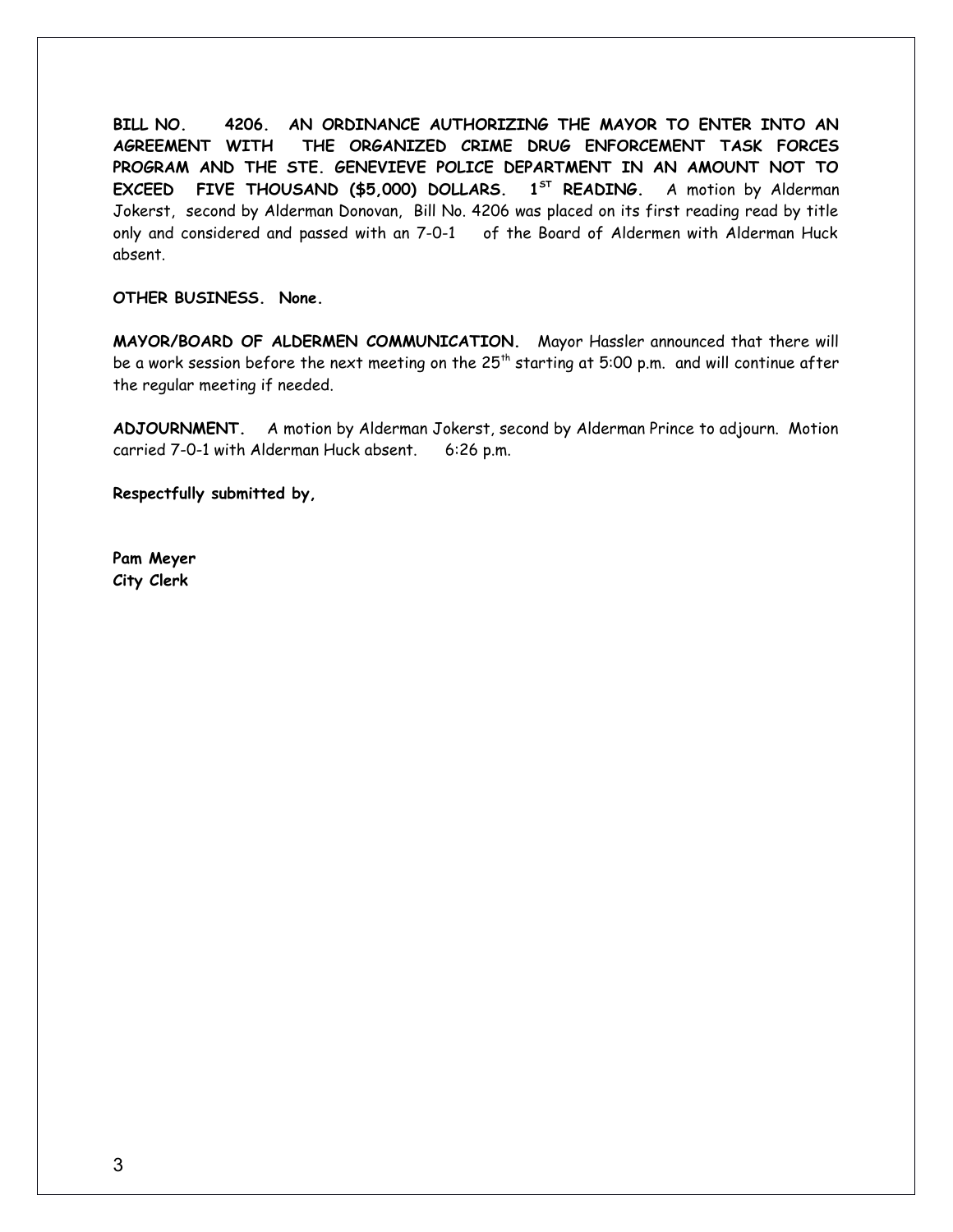**BILL NO. 4206. AN ORDINANCE AUTHORIZING THE MAYOR TO ENTER INTO AN AGREEMENT WITH THE ORGANIZED CRIME DRUG ENFORCEMENT TASK FORCES PROGRAM AND THE STE. GENEVIEVE POLICE DEPARTMENT IN AN AMOUNT NOT TO EXCEED FIVE THOUSAND ($5,000) DOLLARS. 1ST READING.** A motion by Alderman Jokerst, second by Alderman Donovan, Bill No. 4206 was placed on its first reading read by title only and considered and passed with an 7-0-1 of the Board of Aldermen with Alderman Huck absent.

**OTHER BUSINESS. None.**

**MAYOR/BOARD OF ALDERMEN COMMUNICATION.** Mayor Hassler announced that there will be a work session before the next meeting on the 25th starting at 5:00 p.m. and will continue after the regular meeting if needed.

**ADJOURNMENT.** A motion by Alderman Jokerst, second by Alderman Prince to adjourn. Motion carried 7-0-1 with Alderman Huck absent. 6:26 p.m.

**Respectfully submitted by,**

**Pam Meyer**
**City Clerk**